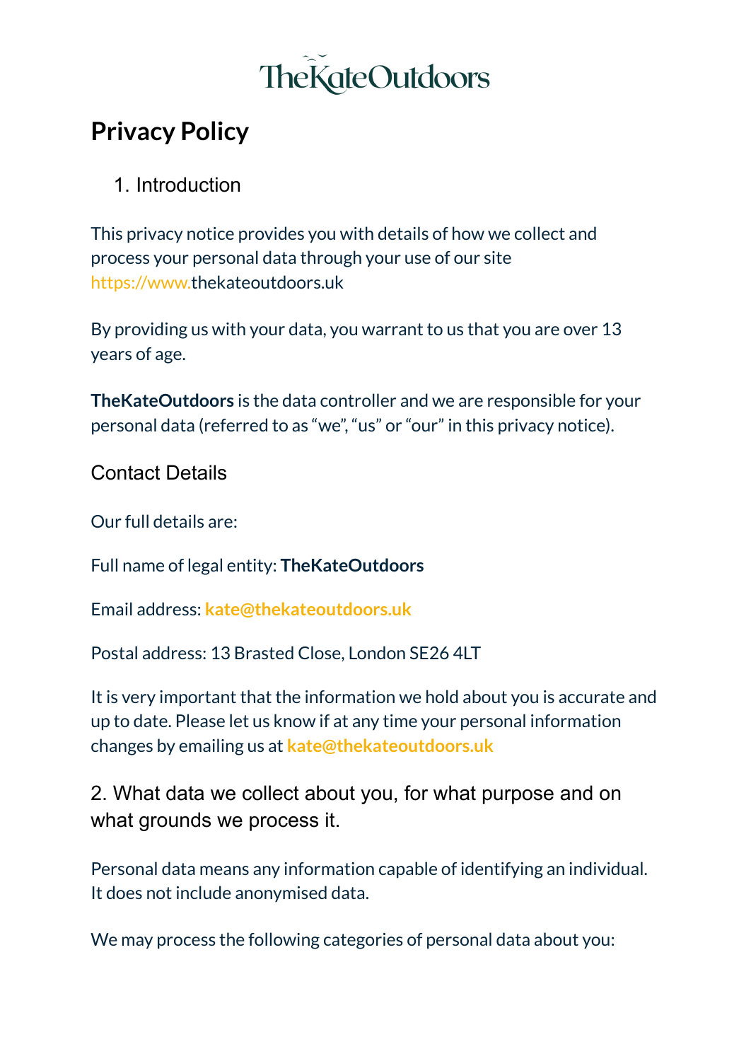TheKateOutdoors

# Privacy Policy

1. Introduction

This privacy notice provides you with details of how we collect and process your personal data through your use of our site https://www.thekateoutdoors.uk

By providing us with your data, you warrant to us that you are over 13 years of age.

**TheKateOutdoors** is the data controller and we are responsible for your personal data (referred to as "we", "us" or "our" in this privacy notice).

## Contact Details

Our full details are:

Full name of legal entity: **TheKateOutdoors**

Email address: **kate@thekateoutdoors.uk**

Postal address: 13 Brasted Close, London SE26 4LT

It is very important that the information we hold about you is accurate and up to date. Please let us know if at any time your personal information changes by emailing us at **kate@thekateoutdoors.uk**

## 2. What data we collect about you, for what purpose and on what grounds we process it.

Personal data means any information capable of identifying an individual. It does not include anonymised data.

We may process the following categories of personal data about you: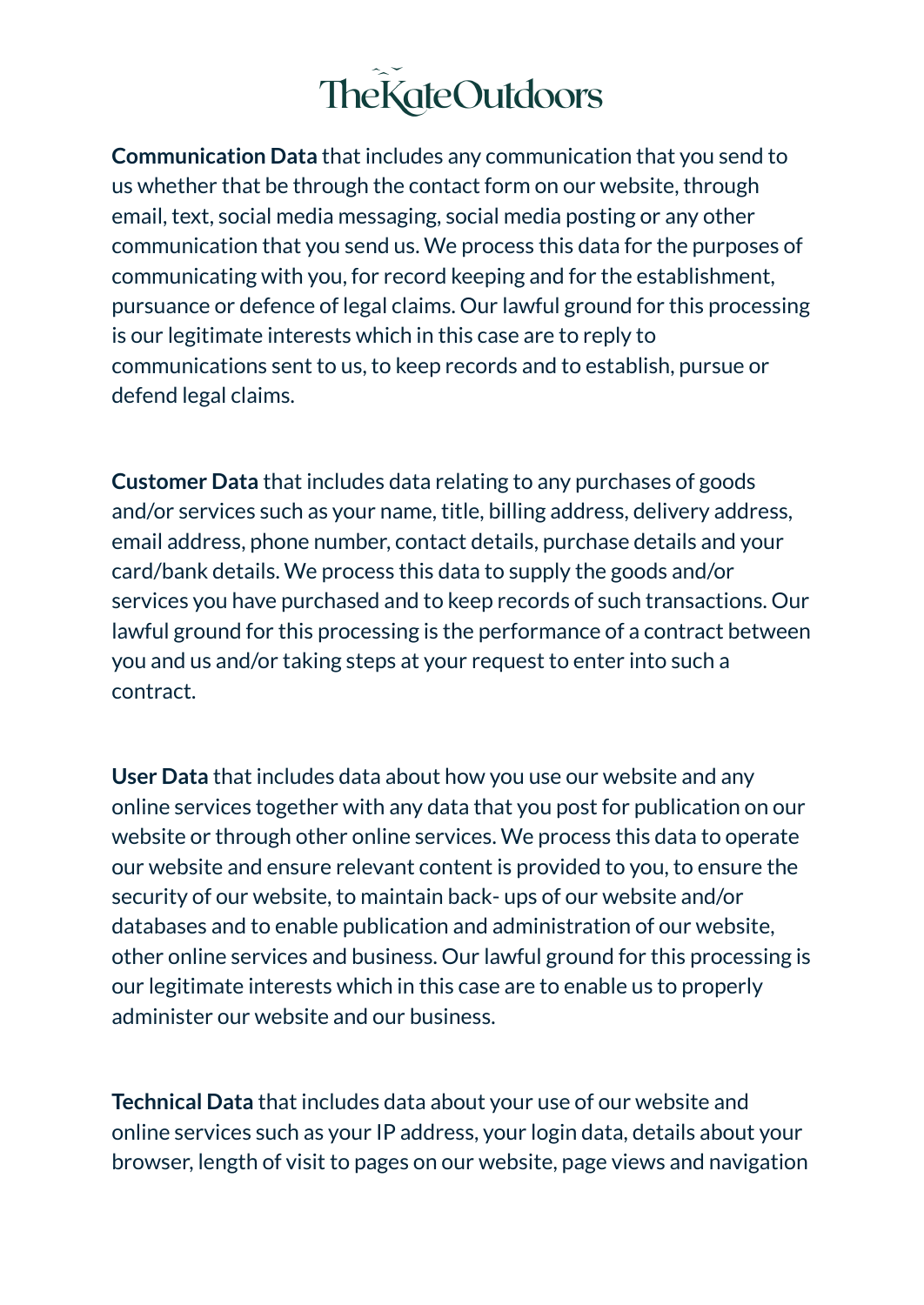**Communication Data** that includes any communication that you send to us whether that be through the contact form on our website, through email, text, social media messaging, social media posting or any other communication that you send us. We process this data for the purposes of communicating with you, for record keeping and for the establishment, pursuance or defence of legal claims. Our lawful ground for this processing is our legitimate interests which in this case are to reply to communications sent to us, to keep records and to establish, pursue or defend legal claims.

**Customer Data** that includes data relating to any purchases of goods and/or services such as your name, title, billing address, delivery address, email address, phone number, contact details, purchase details and your card/bank details. We process this data to supply the goods and/or services you have purchased and to keep records of such transactions. Our lawful ground for this processing is the performance of a contract between you and us and/or taking steps at your request to enter into such a contract.

**User Data** that includes data about how you use our website and any online services together with any data that you post for publication on our website or through other online services. We process this data to operate our website and ensure relevant content is provided to you, to ensure the security of our website, to maintain back- ups of our website and/or databases and to enable publication and administration of our website, other online services and business. Our lawful ground for this processing is our legitimate interests which in this case are to enable us to properly administer our website and our business.

**Technical Data** that includes data about your use of our website and online services such as your IP address, your login data, details about your browser, length of visit to pages on our website, page views and navigation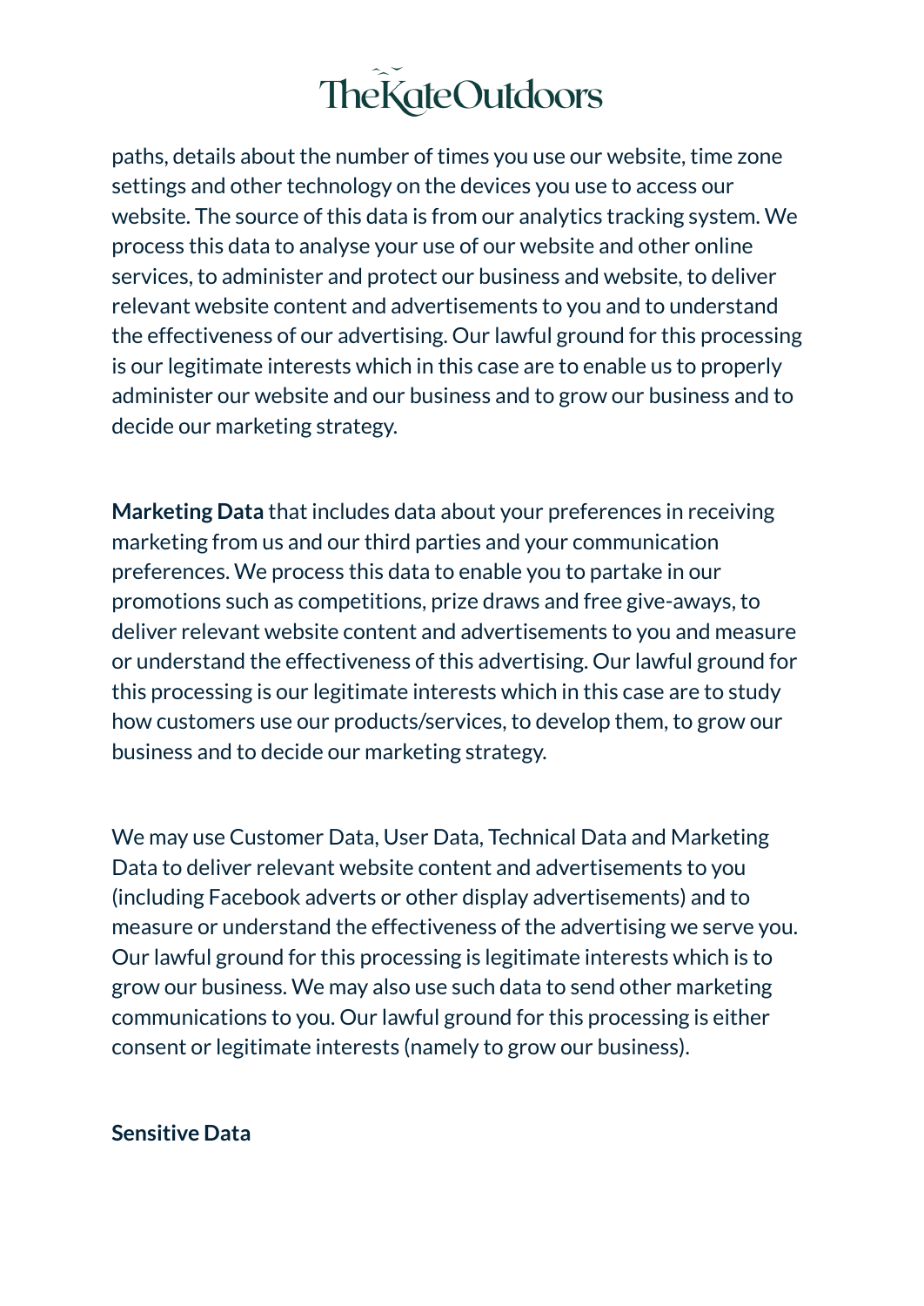paths, details about the number of times you use our website, time zone settings and other technology on the devices you use to access our website. The source of this data is from our analytics tracking system. We process this data to analyse your use of our website and other online services, to administer and protect our business and website, to deliver relevant website content and advertisements to you and to understand the effectiveness of our advertising. Our lawful ground for this processing is our legitimate interests which in this case are to enable us to properly administer our website and our business and to grow our business and to decide our marketing strategy.

**Marketing Data** that includes data about your preferences in receiving marketing from us and our third parties and your communication preferences. We process this data to enable you to partake in our promotions such as competitions, prize draws and free give-aways, to deliver relevant website content and advertisements to you and measure or understand the effectiveness of this advertising. Our lawful ground for this processing is our legitimate interests which in this case are to study how customers use our products/services, to develop them, to grow our business and to decide our marketing strategy.

We may use Customer Data, User Data, Technical Data and Marketing Data to deliver relevant website content and advertisements to you (including Facebook adverts or other display advertisements) and to measure or understand the effectiveness of the advertising we serve you. Our lawful ground for this processing is legitimate interests which is to grow our business. We may also use such data to send other marketing communications to you. Our lawful ground for this processing is either consent or legitimate interests (namely to grow our business).

**Sensitive Data**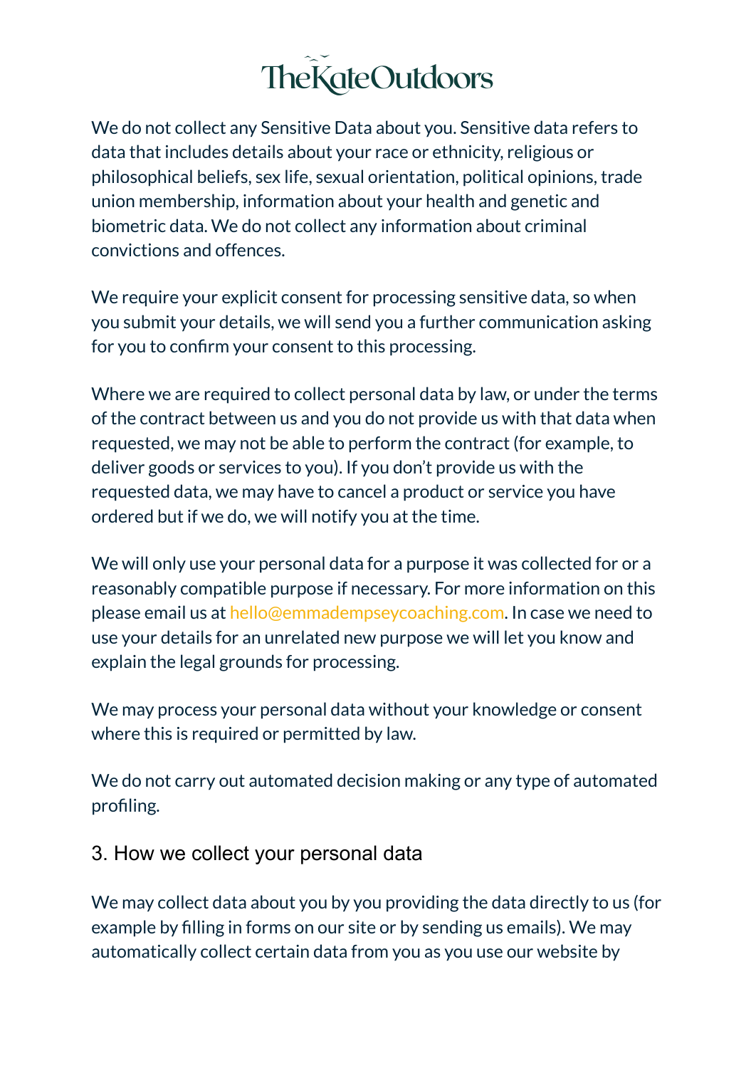We do not collect any Sensitive Data about you. Sensitive data refers to data that includes details about your race or ethnicity, religious or philosophical beliefs, sex life, sexual orientation, political opinions, trade union membership, information about your health and genetic and biometric data. We do not collect any information about criminal convictions and offences.

We require your explicit consent for processing sensitive data, so when you submit your details, we will send you a further communication asking for you to confirm your consent to this processing.

Where we are required to collect personal data by law, or under the terms of the contract between us and you do not provide us with that data when requested, we may not be able to perform the contract (for example, to deliver goods or services to you). If you don't provide us with the requested data, we may have to cancel a product or service you have ordered but if we do, we will notify you at the time.

We will only use your personal data for a purpose it was collected for or a reasonably compatible purpose if necessary. For more information on this please email us at hello@emmadempseycoaching.com. In case we need to use your details for an unrelated new purpose we will let you know and explain the legal grounds for processing.

We may process your personal data without your knowledge or consent where this is required or permitted by law.

We do not carry out automated decision making or any type of automated profiling.

## 3. How we collect your personal data

We may collect data about you by you providing the data directly to us (for example by filling in forms on our site or by sending us emails). We may automatically collect certain data from you as you use our website by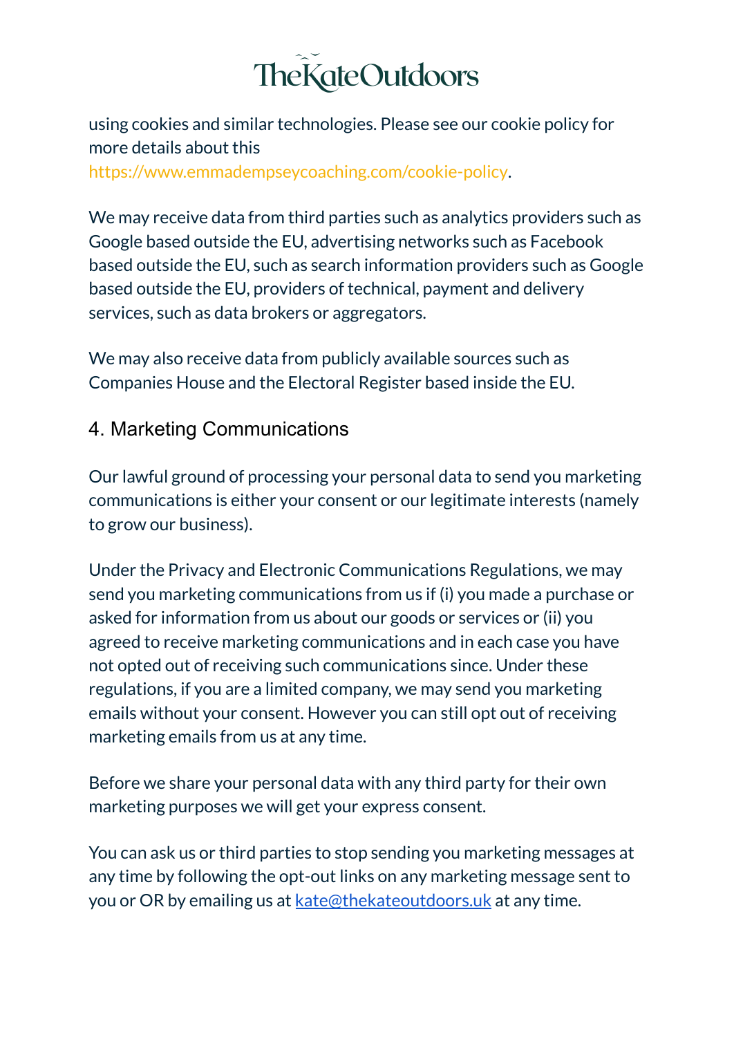using cookies and similar technologies. Please see our cookie policy for more details about this https://www.emmadempseycoaching.com/cookie-policy.

We may receive data from third parties such as analytics providers such as Google based outside the EU, advertising networks such as Facebook based outside the EU, such as search information providers such as Google based outside the EU, providers of technical, payment and delivery services, such as data brokers or aggregators.

We may also receive data from publicly available sources such as Companies House and the Electoral Register based inside the EU.

## 4. Marketing Communications

Our lawful ground of processing your personal data to send you marketing communications is either your consent or our legitimate interests (namely to grow our business).

Under the Privacy and Electronic Communications Regulations, we may send you marketing communications from us if (i) you made a purchase or asked for information from us about our goods or services or (ii) you agreed to receive marketing communications and in each case you have not opted out of receiving such communications since. Under these regulations, if you are a limited company, we may send you marketing emails without your consent. However you can still opt out of receiving marketing emails from us at any time.

Before we share your personal data with any third party for their own marketing purposes we will get your express consent.

You can ask us or third parties to stop sending you marketing messages at any time by following the opt-out links on any marketing message sent to you or OR by emailing us at kate@thekateoutdoors.uk at any time.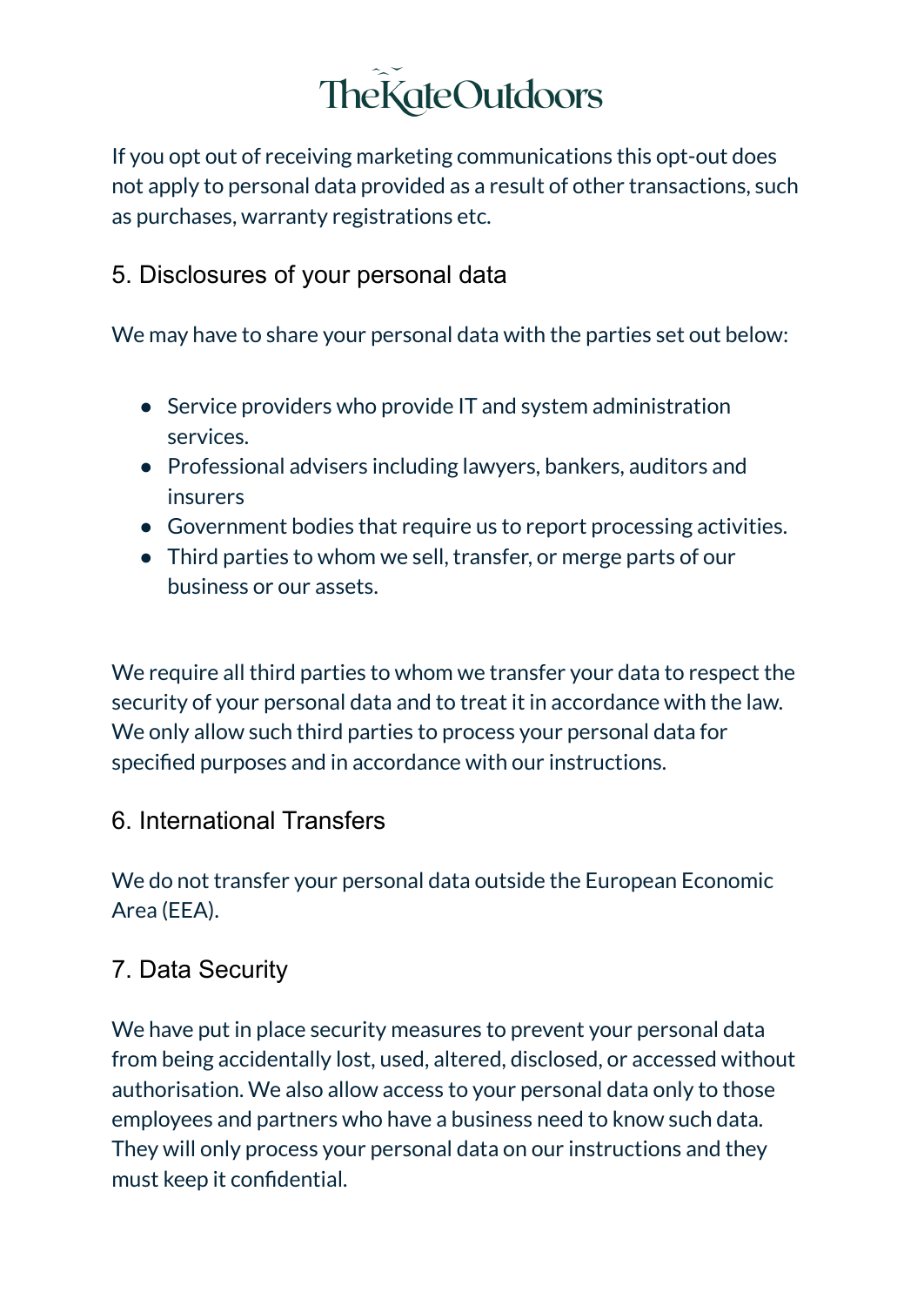If you opt out of receiving marketing communications this opt-out does not apply to personal data provided as a result of other transactions, such as purchases, warranty registrations etc.

## 5. Disclosures of your personal data

We may have to share your personal data with the parties set out below:

- Service providers who provide IT and system administration services.
- Professional advisers including lawyers, bankers, auditors and insurers
- Government bodies that require us to report processing activities.
- Third parties to whom we sell, transfer, or merge parts of our business or our assets.

We require all third parties to whom we transfer your data to respect the security of your personal data and to treat it in accordance with the law. We only allow such third parties to process your personal data for specified purposes and in accordance with our instructions.

## 6. International Transfers

We do not transfer your personal data outside the European Economic Area (EEA).

## 7. Data Security

We have put in place security measures to prevent your personal data from being accidentally lost, used, altered, disclosed, or accessed without authorisation. We also allow access to your personal data only to those employees and partners who have a business need to know such data. They will only process your personal data on our instructions and they must keep it confidential.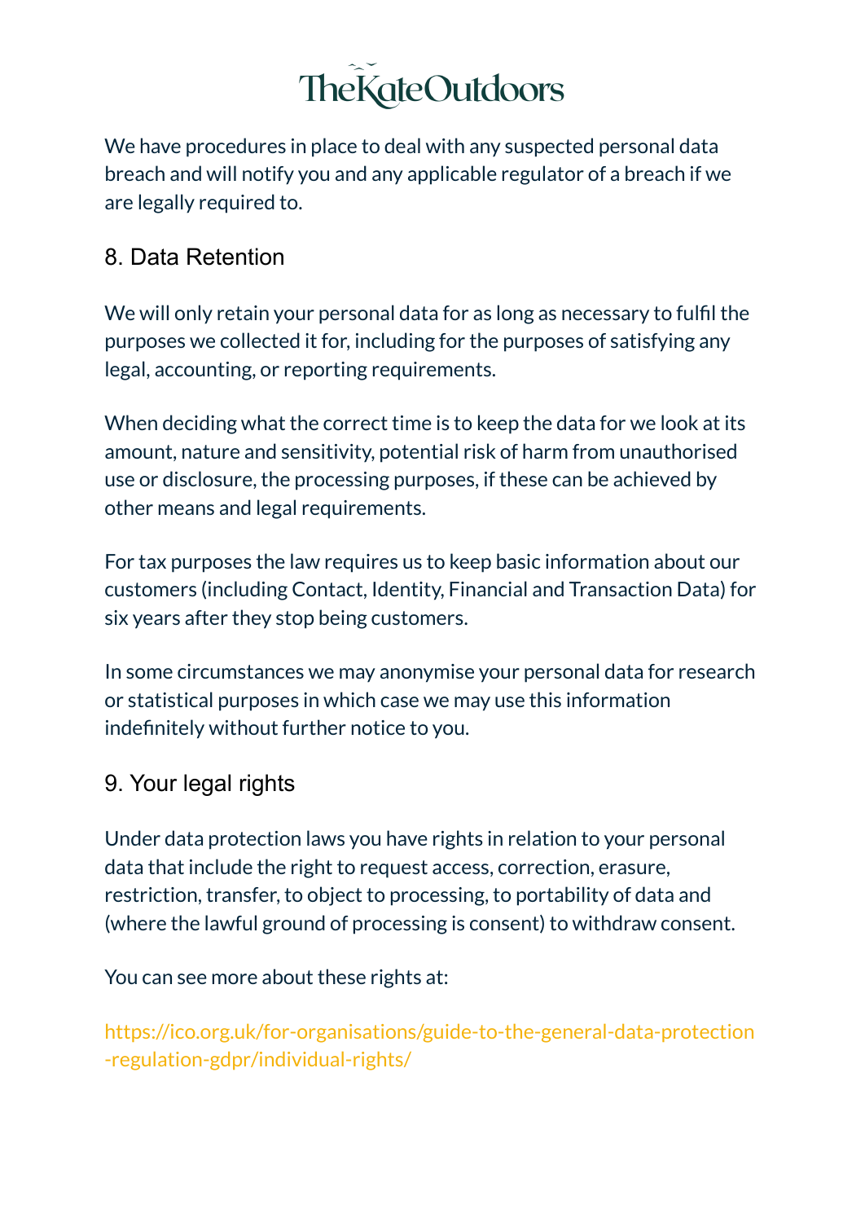We have procedures in place to deal with any suspected personal data breach and will notify you and any applicable regulator of a breach if we are legally required to.

## 8. Data Retention

We will only retain your personal data for as long as necessary to fulfil the purposes we collected it for, including for the purposes of satisfying any legal, accounting, or reporting requirements.

When deciding what the correct time is to keep the data for we look at its amount, nature and sensitivity, potential risk of harm from unauthorised use or disclosure, the processing purposes, if these can be achieved by other means and legal requirements.

For tax purposes the law requires us to keep basic information about our customers (including Contact, Identity, Financial and Transaction Data) for six years after they stop being customers.

In some circumstances we may anonymise your personal data for research or statistical purposes in which case we may use this information indefinitely without further notice to you.

## 9. Your legal rights

Under data protection laws you have rights in relation to your personal data that include the right to request access, correction, erasure, restriction, transfer, to object to processing, to portability of data and (where the lawful ground of processing is consent) to withdraw consent.

You can see more about these rights at:

https://ico.org.uk/for-organisations/guide-to-the-general-data-protection-regulation-gdpr/individual-rights/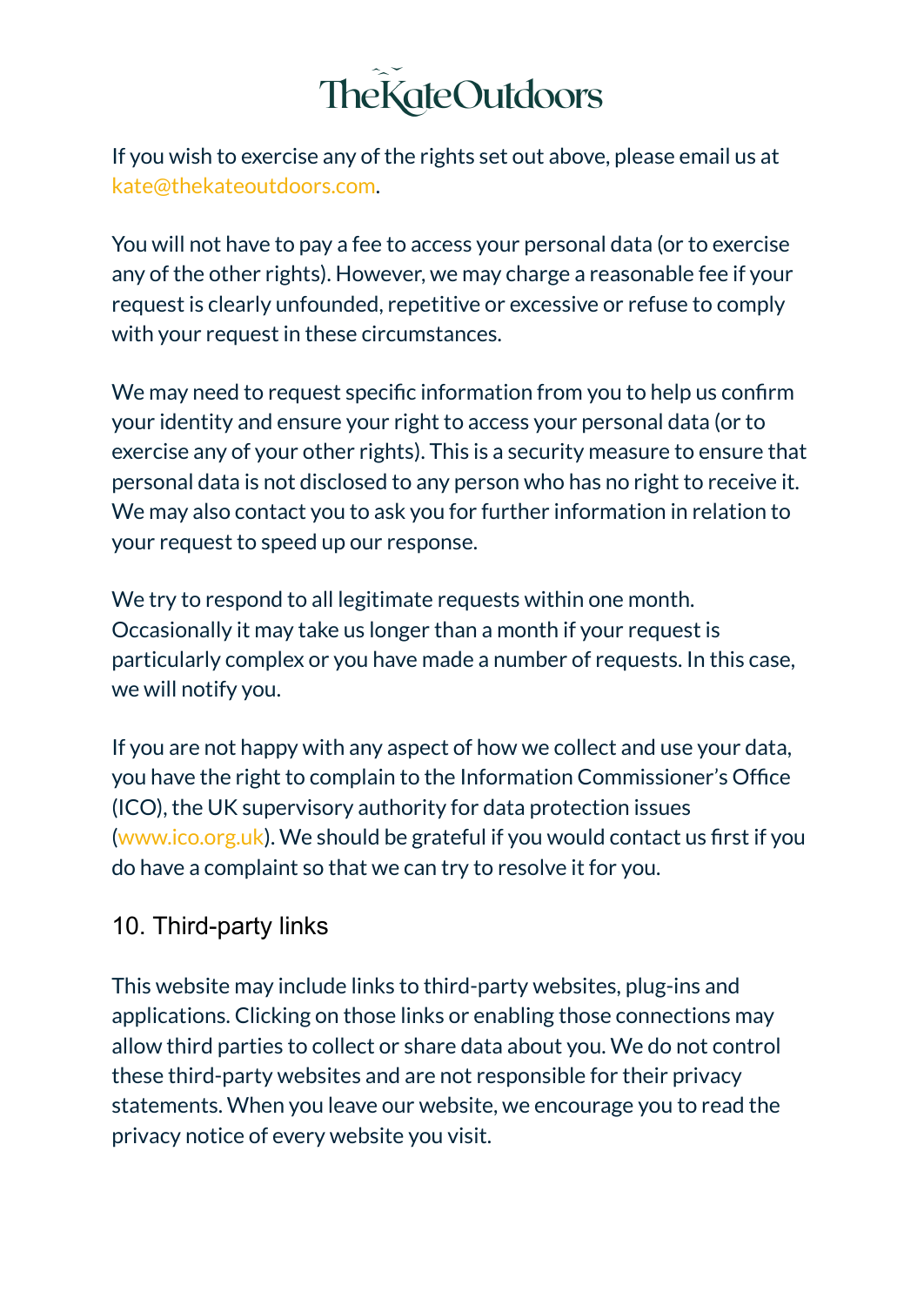If you wish to exercise any of the rights set out above, please email us at kate@thekateoutdoors.com.

You will not have to pay a fee to access your personal data (or to exercise any of the other rights). However, we may charge a reasonable fee if your request is clearly unfounded, repetitive or excessive or refuse to comply with your request in these circumstances.

We may need to request specific information from you to help us confirm your identity and ensure your right to access your personal data (or to exercise any of your other rights). This is a security measure to ensure that personal data is not disclosed to any person who has no right to receive it. We may also contact you to ask you for further information in relation to your request to speed up our response.

We try to respond to all legitimate requests within one month. Occasionally it may take us longer than a month if your request is particularly complex or you have made a number of requests. In this case, we will notify you.

If you are not happy with any aspect of how we collect and use your data, you have the right to complain to the Information Commissioner's Office (ICO), the UK supervisory authority for data protection issues (www.ico.org.uk). We should be grateful if you would contact us first if you do have a complaint so that we can try to resolve it for you.

## 10. Third-party links

This website may include links to third-party websites, plug-ins and applications. Clicking on those links or enabling those connections may allow third parties to collect or share data about you. We do not control these third-party websites and are not responsible for their privacy statements. When you leave our website, we encourage you to read the privacy notice of every website you visit.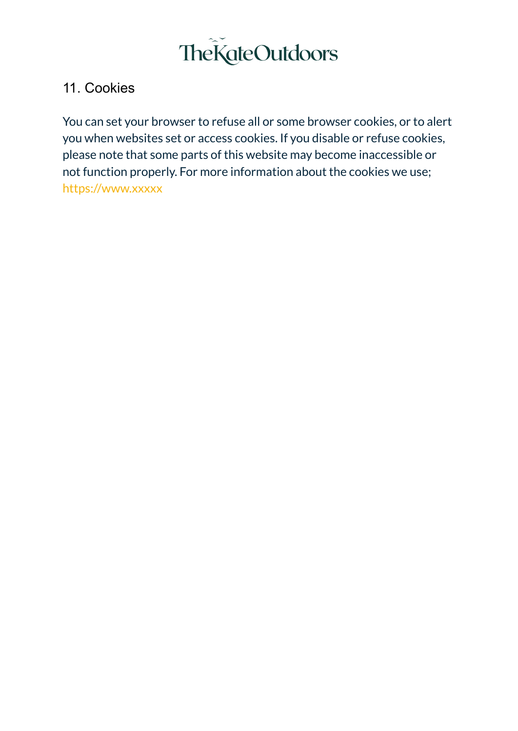TheKateOutdoors

## 11. Cookies

You can set your browser to refuse all or some browser cookies, or to alert you when websites set or access cookies. If you disable or refuse cookies, please note that some parts of this website may become inaccessible or not function properly. For more information about the cookies we use; https://www.xxxxx